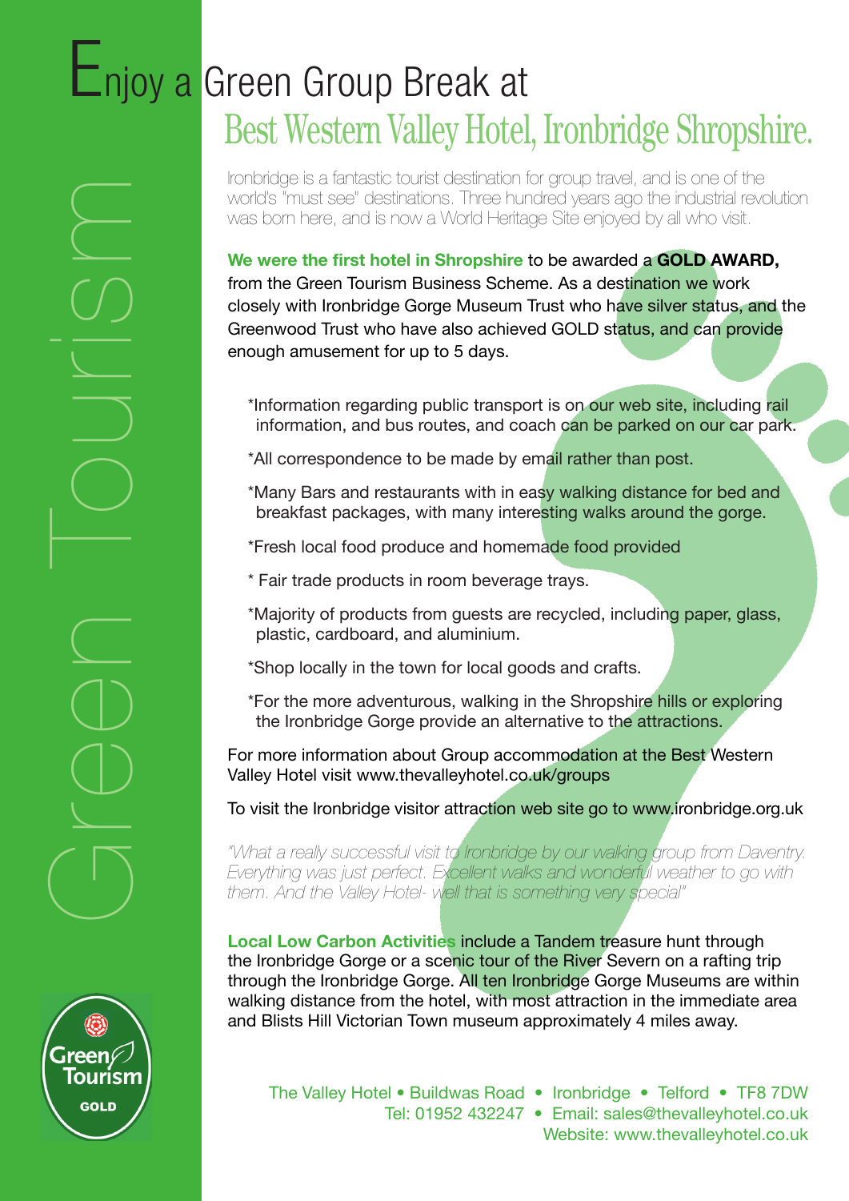# Enjoy a Green Group Break at

## Best Western Valley Hotel, Ironbridge Shropshire.

Green Tourism

Ironbridge is a fantastic tourist destination for group travel, and is one of the world's "must see" destinations. Three hundred years ago the industrial revolution was born here, and is now a World Heritage Site enjoyed by all who visit.

**We were the first hotel in Shropshire** to be awarded a **GOLD AWARD,** from the Green Tourism Business Scheme. As a destination we work closely with Ironbridge Gorge Museum Trust who have silver status, and the Greenwood Trust who have also achieved GOLD status, and can provide enough amusement for up to 5 days.

*Information regarding public transport is on our web site, including rail information, and bus routes, and coach can be parked on our car park.

*All correspondence to be made by email rather than post.

*Many Bars and restaurants with in easy walking distance for bed and breakfast packages, with many interesting walks around the gorge.

*Fresh local food produce and homemade food provided

* Fair trade products in room beverage trays.

*Majority of products from guests are recycled, including paper, glass, plastic, cardboard, and aluminium.

*Shop locally in the town for local goods and crafts.

*For the more adventurous, walking in the Shropshire hills or exploring the Ironbridge Gorge provide an alternative to the attractions.

For more information about Group accommodation at the Best Western Valley Hotel visit www.thevalleyhotel.co.uk/groups

To visit the Ironbridge visitor attraction web site go to www.ironbridge.org.uk

*"What a really successful visit to Ironbridge by our walking group from Daventry. Everything was just perfect. Excellent walks and wonderful weather to go with them. And the Valley Hotel- well that is something very special"*

**Local Low Carbon Activities** include a Tandem treasure hunt through the Ironbridge Gorge or a scenic tour of the River Severn on a rafting trip through the Ironbridge Gorge. All ten Ironbridge Gorge Museums are within walking distance from the hotel, with most attraction in the immediate area and Blists Hill Victorian Town museum approximately 4 miles away.

Green Tourism GOLD

The Valley Hotel • Buildwas Road • Ironbridge • Telford • TF8 7DW
Tel: 01952 432247 • Email: sales@thevalleyhotel.co.uk
Website: www.thevalleyhotel.co.uk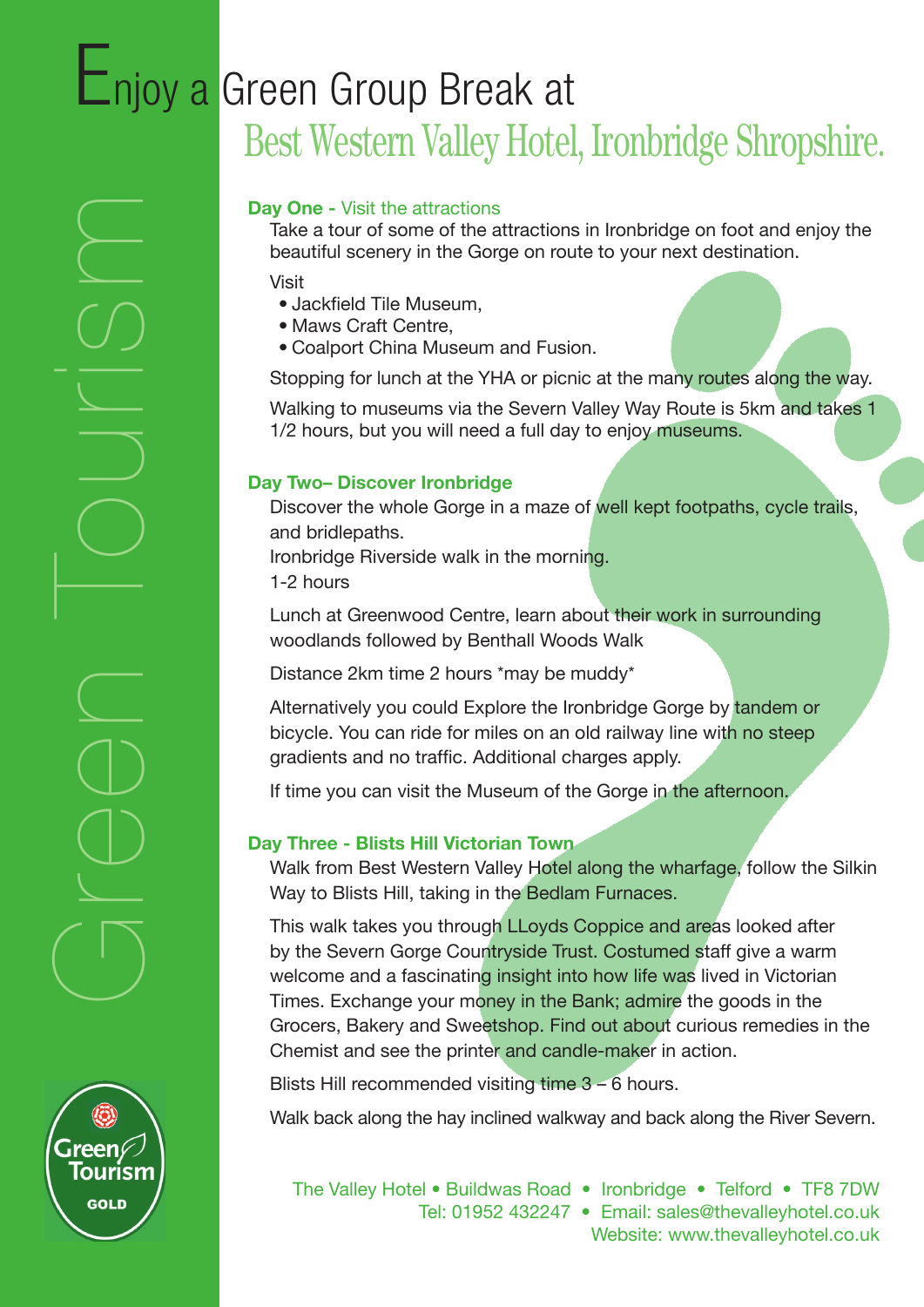# Enjoy a Green Group Break at

## Best Western Valley Hotel, Ironbridge Shropshire.

Green Tourism

**Day One -** Visit the attractions

Take a tour of some of the attractions in Ironbridge on foot and enjoy the beautiful scenery in the Gorge on route to your next destination.

Visit

- Jackfield Tile Museum,
- Maws Craft Centre,
- Coalport China Museum and Fusion.

Stopping for lunch at the YHA or picnic at the many routes along the way.

Walking to museums via the Severn Valley Way Route is 5km and takes 1 1/2 hours, but you will need a full day to enjoy museums.

**Day Two– Discover Ironbridge**

Discover the whole Gorge in a maze of well kept footpaths, cycle trails, and bridlepaths.

Ironbridge Riverside walk in the morning.

1-2 hours

Lunch at Greenwood Centre, learn about their work in surrounding woodlands followed by Benthall Woods Walk

Distance 2km time 2 hours *may be muddy*

Alternatively you could Explore the Ironbridge Gorge by tandem or bicycle. You can ride for miles on an old railway line with no steep gradients and no traffic. Additional charges apply.

If time you can visit the Museum of the Gorge in the afternoon.

**Day Three - Blists Hill Victorian Town**

Walk from Best Western Valley Hotel along the wharfage, follow the Silkin Way to Blists Hill, taking in the Bedlam Furnaces.

This walk takes you through LLoyds Coppice and areas looked after by the Severn Gorge Countryside Trust. Costumed staff give a warm welcome and a fascinating insight into how life was lived in Victorian Times. Exchange your money in the Bank; admire the goods in the Grocers, Bakery and Sweetshop. Find out about curious remedies in the Chemist and see the printer and candle-maker in action.

Blists Hill recommended visiting time 3 – 6 hours.

Walk back along the hay inclined walkway and back along the River Severn.

Green Tourism GOLD

The Valley Hotel • Buildwas Road • Ironbridge • Telford • TF8 7DW
Tel: 01952 432247 • Email: sales@thevalleyhotel.co.uk
Website: www.thevalleyhotel.co.uk